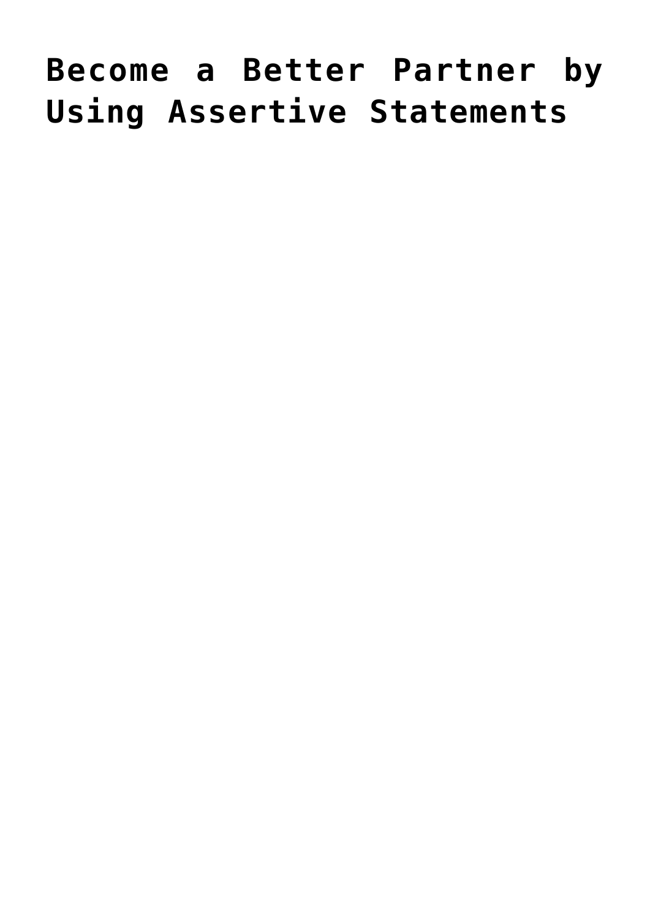# Become a Better Partner by Using Assertive Statements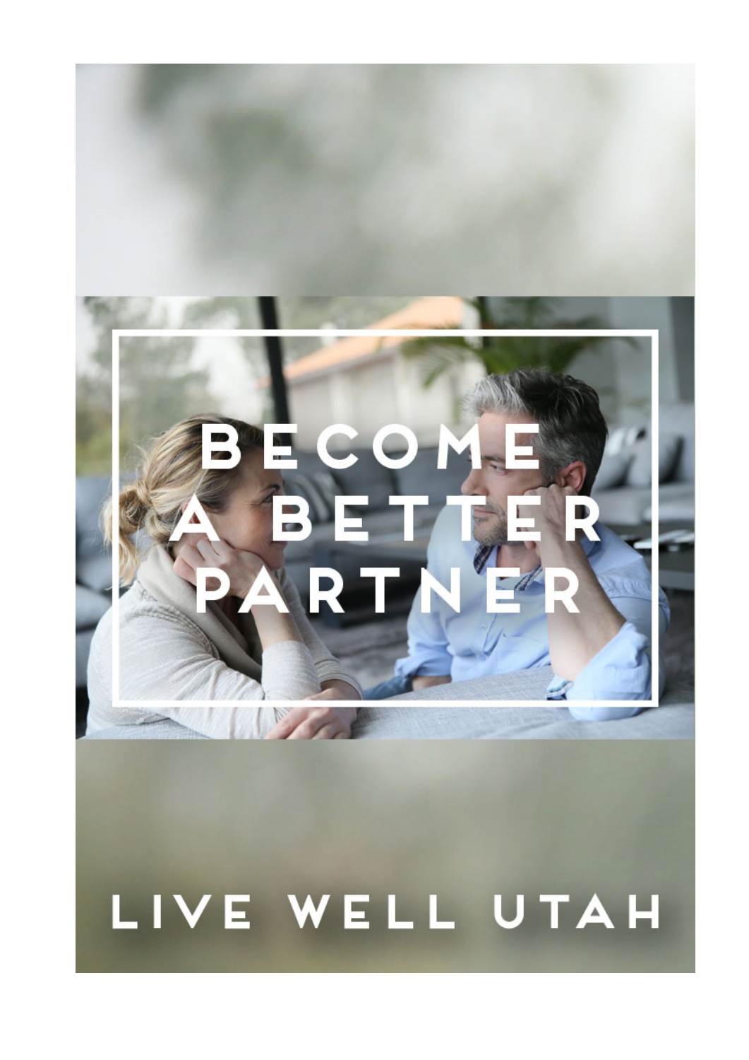# BECOME A BETTER PARTNER

LIVE WELL UTAH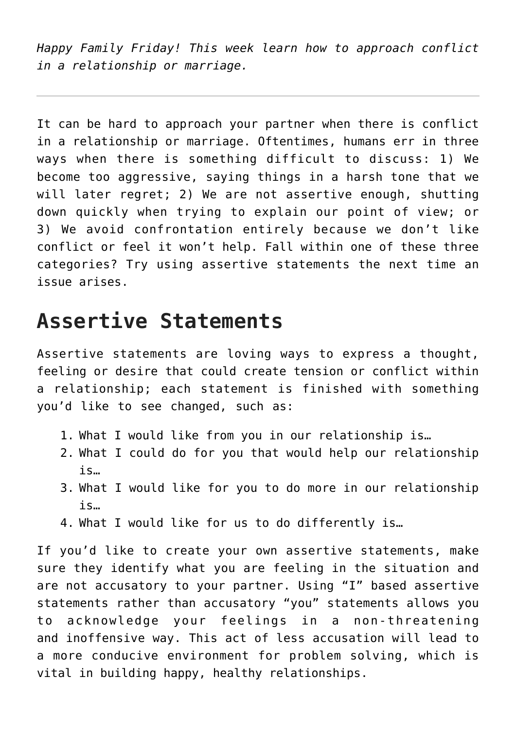*Happy Family Friday! This week learn how to approach conflict in a relationship or marriage.*

---

It can be hard to approach your partner when there is conflict in a relationship or marriage. Oftentimes, humans err in three ways when there is something difficult to discuss: 1) We become too aggressive, saying things in a harsh tone that we will later regret; 2) We are not assertive enough, shutting down quickly when trying to explain our point of view; or 3) We avoid confrontation entirely because we don't like conflict or feel it won't help. Fall within one of these three categories? Try using assertive statements the next time an issue arises.

## Assertive Statements

Assertive statements are loving ways to express a thought, feeling or desire that could create tension or conflict within a relationship; each statement is finished with something you'd like to see changed, such as:

1. What I would like from you in our relationship is…
2. What I could do for you that would help our relationship is…
3. What I would like for you to do more in our relationship is…
4. What I would like for us to do differently is…

If you'd like to create your own assertive statements, make sure they identify what you are feeling in the situation and are not accusatory to your partner. Using "I" based assertive statements rather than accusatory "you" statements allows you to acknowledge your feelings in a non-threatening and inoffensive way. This act of less accusation will lead to a more conducive environment for problem solving, which is vital in building happy, healthy relationships.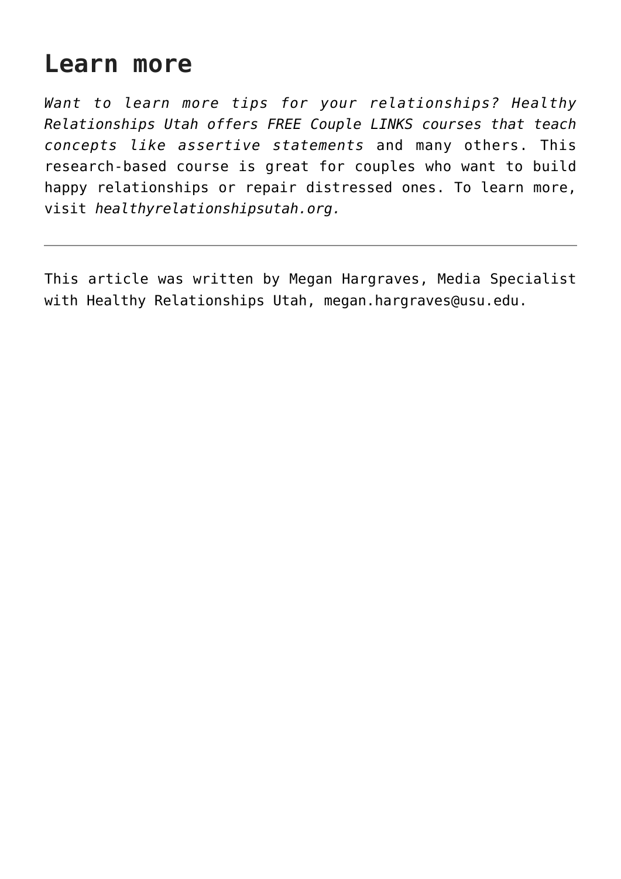## Learn more

*Want to learn more tips for your relationships? Healthy Relationships Utah offers FREE Couple LINKS courses that teach concepts like assertive statements* and many others. This research-based course is great for couples who want to build happy relationships or repair distressed ones. To learn more, visit *healthyrelationshipsutah.org.*

---

This article was written by Megan Hargraves, Media Specialist with Healthy Relationships Utah, megan.hargraves@usu.edu.